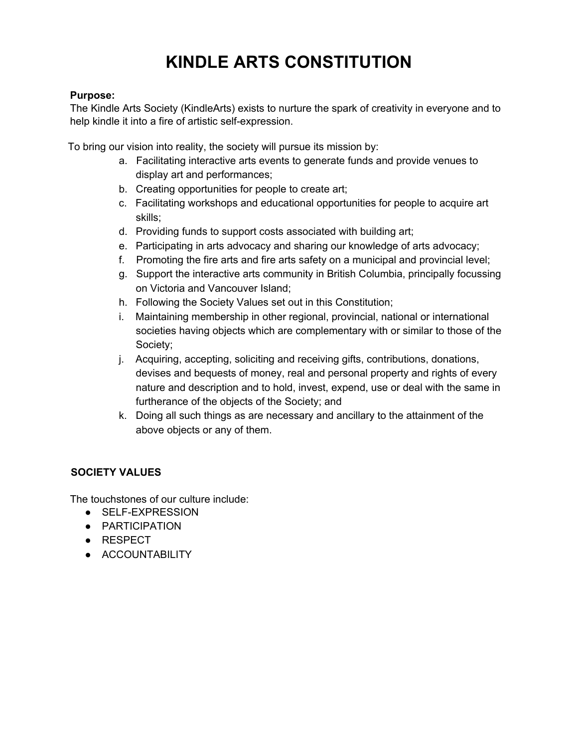# KINDLE ARTS CONSTITUTION

**Purpose:**
The Kindle Arts Society (KindleArts) exists to nurture the spark of creativity in everyone and to help kindle it into a fire of artistic self-expression.

To bring our vision into reality, the society will pursue its mission by:

a. Facilitating interactive arts events to generate funds and provide venues to display art and performances;
b. Creating opportunities for people to create art;
c. Facilitating workshops and educational opportunities for people to acquire art skills;
d. Providing funds to support costs associated with building art;
e. Participating in arts advocacy and sharing our knowledge of arts advocacy;
f. Promoting the fire arts and fire arts safety on a municipal and provincial level;
g. Support the interactive arts community in British Columbia, principally focussing on Victoria and Vancouver Island;
h. Following the Society Values set out in this Constitution;
i. Maintaining membership in other regional, provincial, national or international societies having objects which are complementary with or similar to those of the Society;
j. Acquiring, accepting, soliciting and receiving gifts, contributions, donations, devises and bequests of money, real and personal property and rights of every nature and description and to hold, invest, expend, use or deal with the same in furtherance of the objects of the Society; and
k. Doing all such things as are necessary and ancillary to the attainment of the above objects or any of them.

**SOCIETY VALUES**

The touchstones of our culture include:

- SELF-EXPRESSION
- PARTICIPATION
- RESPECT
- ACCOUNTABILITY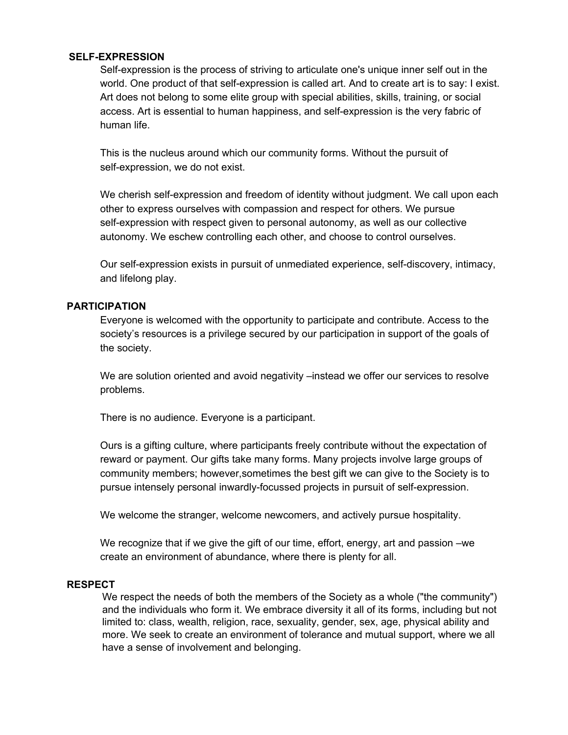**SELF-EXPRESSION**

Self-expression is the process of striving to articulate one's unique inner self out in the world. One product of that self-expression is called art. And to create art is to say: I exist. Art does not belong to some elite group with special abilities, skills, training, or social access. Art is essential to human happiness, and self-expression is the very fabric of human life.

This is the nucleus around which our community forms. Without the pursuit of self-expression, we do not exist.

We cherish self-expression and freedom of identity without judgment. We call upon each other to express ourselves with compassion and respect for others. We pursue self-expression with respect given to personal autonomy, as well as our collective autonomy. We eschew controlling each other, and choose to control ourselves.

Our self-expression exists in pursuit of unmediated experience, self-discovery, intimacy, and lifelong play.

**PARTICIPATION**

Everyone is welcomed with the opportunity to participate and contribute. Access to the society's resources is a privilege secured by our participation in support of the goals of the society.

We are solution oriented and avoid negativity –instead we offer our services to resolve problems.

There is no audience. Everyone is a participant.

Ours is a gifting culture, where participants freely contribute without the expectation of reward or payment. Our gifts take many forms. Many projects involve large groups of community members; however,sometimes the best gift we can give to the Society is to pursue intensely personal inwardly-focussed projects in pursuit of self-expression.

We welcome the stranger, welcome newcomers, and actively pursue hospitality.

We recognize that if we give the gift of our time, effort, energy, art and passion –we create an environment of abundance, where there is plenty for all.

**RESPECT**

We respect the needs of both the members of the Society as a whole ("the community") and the individuals who form it. We embrace diversity it all of its forms, including but not limited to: class, wealth, religion, race, sexuality, gender, sex, age, physical ability and more. We seek to create an environment of tolerance and mutual support, where we all have a sense of involvement and belonging.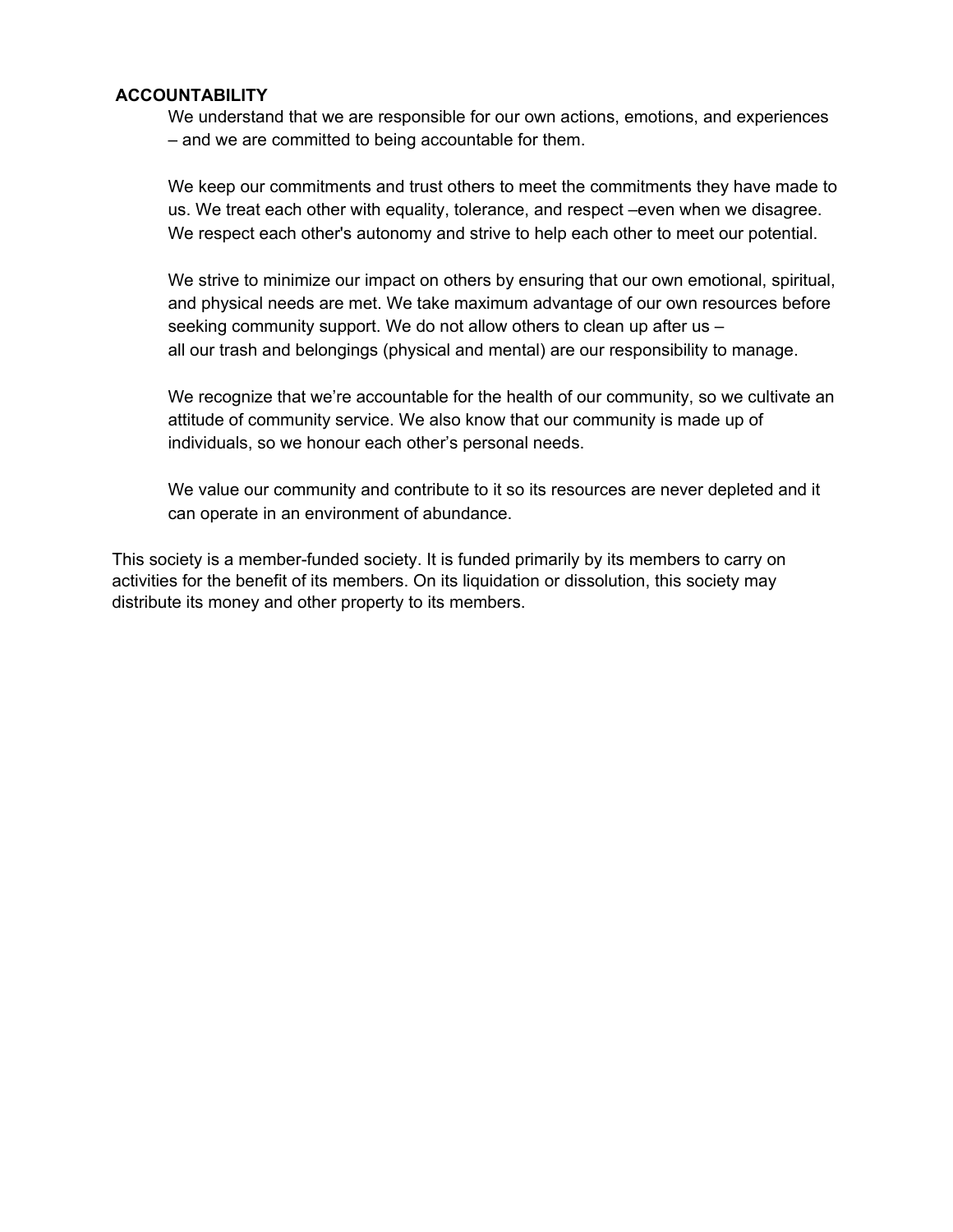**ACCOUNTABILITY**

We understand that we are responsible for our own actions, emotions, and experiences – and we are committed to being accountable for them.

We keep our commitments and trust others to meet the commitments they have made to us. We treat each other with equality, tolerance, and respect –even when we disagree. We respect each other's autonomy and strive to help each other to meet our potential.

We strive to minimize our impact on others by ensuring that our own emotional, spiritual, and physical needs are met. We take maximum advantage of our own resources before seeking community support. We do not allow others to clean up after us – all our trash and belongings (physical and mental) are our responsibility to manage.

We recognize that we're accountable for the health of our community, so we cultivate an attitude of community service. We also know that our community is made up of individuals, so we honour each other's personal needs.

We value our community and contribute to it so its resources are never depleted and it can operate in an environment of abundance.

This society is a member-funded society. It is funded primarily by its members to carry on activities for the benefit of its members. On its liquidation or dissolution, this society may distribute its money and other property to its members.